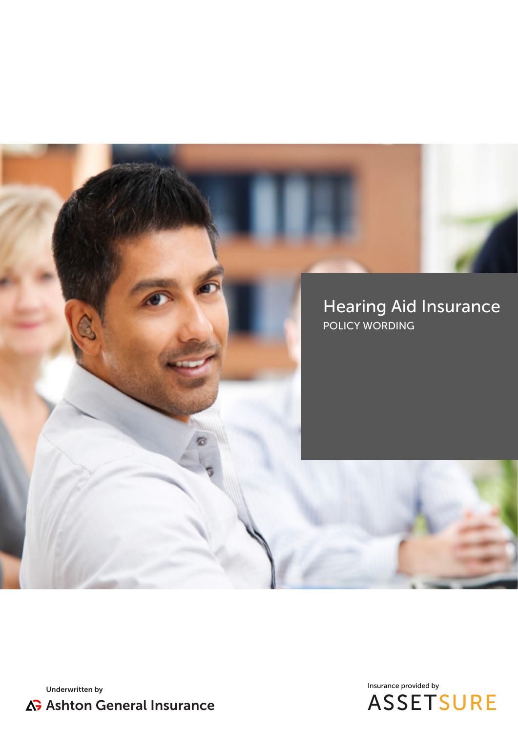# Hearing Aid Insurance

POLICY WORDING

Underwritten by

Ashton General Insurance

Insurance provided by

ASSETSURE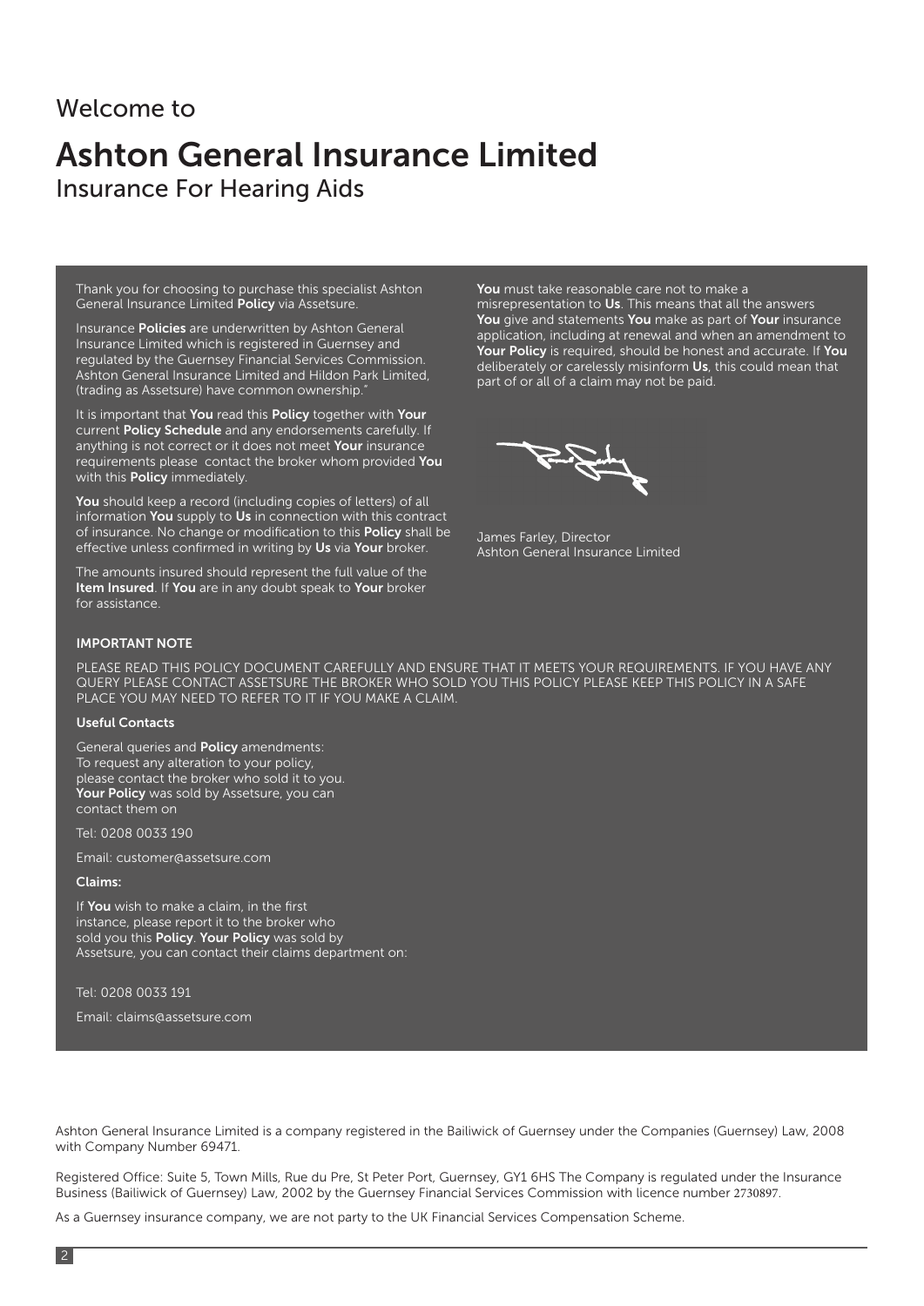Welcome to

# Ashton General Insurance Limited

## Insurance For Hearing Aids

Thank you for choosing to purchase this specialist Ashton General Insurance Limited **Policy** via Assetsure.

Insurance **Policies** are underwritten by Ashton General Insurance Limited which is registered in Guernsey and regulated by the Guernsey Financial Services Commission. Ashton General Insurance Limited and Hildon Park Limited, (trading as Assetsure) have common ownership."

It is important that **You** read this **Policy** together with **Your** current **Policy Schedule** and any endorsements carefully. If anything is not correct or it does not meet **Your** insurance requirements please contact the broker whom provided **You** with this **Policy** immediately.

**You** should keep a record (including copies of letters) of all information **You** supply to **Us** in connection with this contract of insurance. No change or modification to this **Policy** shall be effective unless confirmed in writing by **Us** via **Your** broker.

The amounts insured should represent the full value of the **Item Insured**. If **You** are in any doubt speak to **Your** broker for assistance.

**You** must take reasonable care not to make a misrepresentation to **Us**. This means that all the answers **You** give and statements **You** make as part of **Your** insurance application, including at renewal and when an amendment to **Your Policy** is required, should be honest and accurate. If **You** deliberately or carelessly misinform **Us**, this could mean that part of or all of a claim may not be paid.

James Farley, Director
Ashton General Insurance Limited

**IMPORTANT NOTE**

PLEASE READ THIS POLICY DOCUMENT CAREFULLY AND ENSURE THAT IT MEETS YOUR REQUIREMENTS. IF YOU HAVE ANY QUERY PLEASE CONTACT ASSETSURE THE BROKER WHO SOLD YOU THIS POLICY PLEASE KEEP THIS POLICY IN A SAFE PLACE YOU MAY NEED TO REFER TO IT IF YOU MAKE A CLAIM.

**Useful Contacts**

General queries and **Policy** amendments:
To request any alteration to your policy, please contact the broker who sold it to you. **Your Policy** was sold by Assetsure, you can contact them on

Tel: 0208 0033 190

Email: customer@assetsure.com

**Claims:**

If **You** wish to make a claim, in the first instance, please report it to the broker who sold you this **Policy**. **Your Policy** was sold by Assetsure, you can contact their claims department on:

Tel: 0208 0033 191

Email: claims@assetsure.com

Ashton General Insurance Limited is a company registered in the Bailiwick of Guernsey under the Companies (Guernsey) Law, 2008 with Company Number 69471.

Registered Office: Suite 5, Town Mills, Rue du Pre, St Peter Port, Guernsey, GY1 6HS The Company is regulated under the Insurance Business (Bailiwick of Guernsey) Law, 2002 by the Guernsey Financial Services Commission with licence number 2730897.

As a Guernsey insurance company, we are not party to the UK Financial Services Compensation Scheme.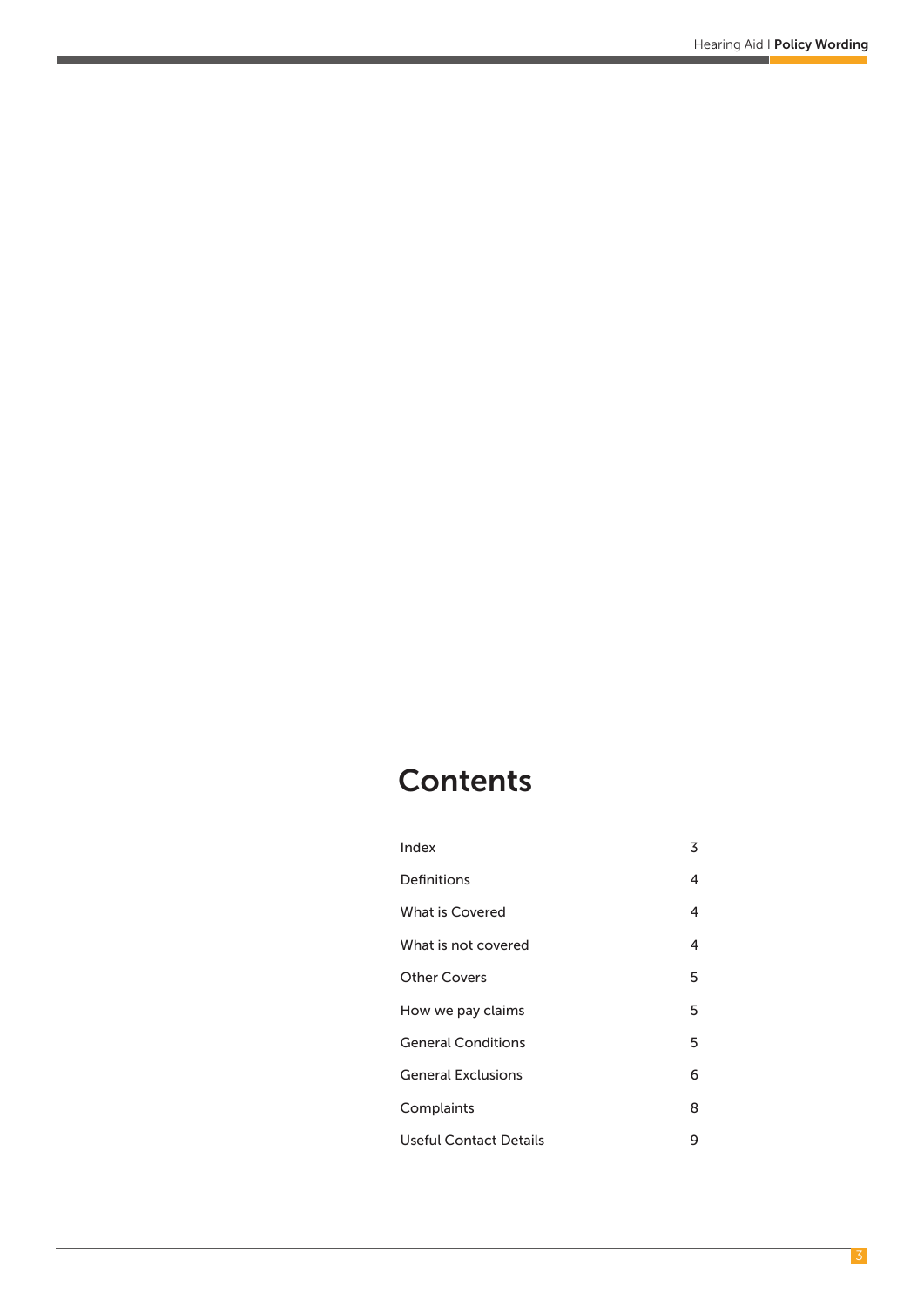# Contents

| | |
|---|---|
| Index | 3 |
| Definitions | 4 |
| What is Covered | 4 |
| What is not covered | 4 |
| Other Covers | 5 |
| How we pay claims | 5 |
| General Conditions | 5 |
| General Exclusions | 6 |
| Complaints | 8 |
| Useful Contact Details | 9 |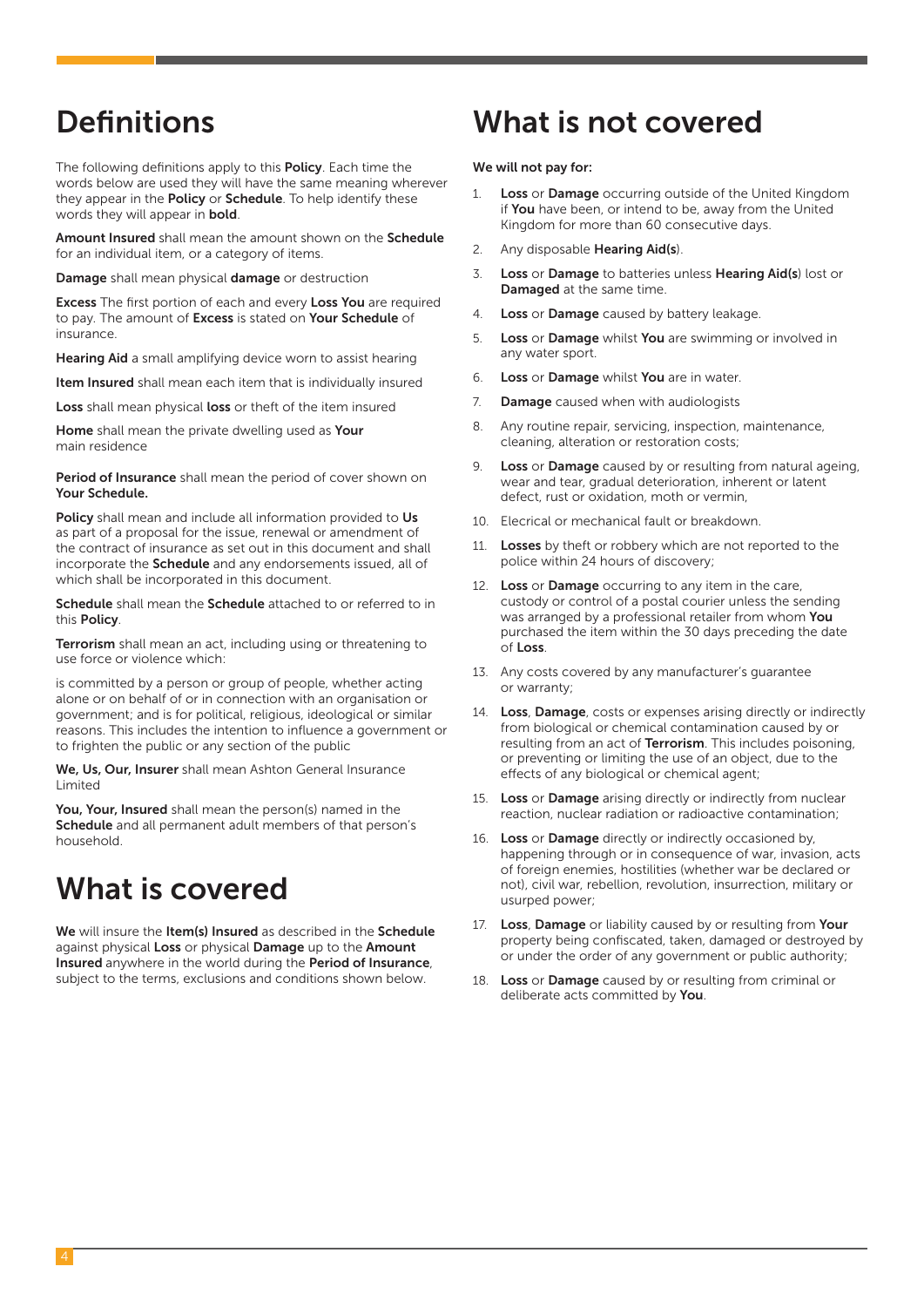# Definitions

The following definitions apply to this **Policy**. Each time the words below are used they will have the same meaning wherever they appear in the **Policy** or **Schedule**. To help identify these words they will appear in **bold**.

**Amount Insured** shall mean the amount shown on the **Schedule** for an individual item, or a category of items.

**Damage** shall mean physical **damage** or destruction

**Excess** The first portion of each and every **Loss You** are required to pay. The amount of **Excess** is stated on **Your Schedule** of insurance.

**Hearing Aid** a small amplifying device worn to assist hearing

**Item Insured** shall mean each item that is individually insured

**Loss** shall mean physical **loss** or theft of the item insured

**Home** shall mean the private dwelling used as **Your** main residence

**Period of Insurance** shall mean the period of cover shown on **Your Schedule.**

**Policy** shall mean and include all information provided to **Us** as part of a proposal for the issue, renewal or amendment of the contract of insurance as set out in this document and shall incorporate the **Schedule** and any endorsements issued, all of which shall be incorporated in this document.

**Schedule** shall mean the **Schedule** attached to or referred to in this **Policy**.

**Terrorism** shall mean an act, including using or threatening to use force or violence which:

is committed by a person or group of people, whether acting alone or on behalf of or in connection with an organisation or government; and is for political, religious, ideological or similar reasons. This includes the intention to influence a government or to frighten the public or any section of the public

**We, Us, Our, Insurer** shall mean Ashton General Insurance Limited

**You, Your, Insured** shall mean the person(s) named in the **Schedule** and all permanent adult members of that person's household.

# What is covered

**We** will insure the **Item(s) Insured** as described in the **Schedule** against physical **Loss** or physical **Damage** up to the **Amount Insured** anywhere in the world during the **Period of Insurance**, subject to the terms, exclusions and conditions shown below.

# What is not covered

**We will not pay for:**

1. **Loss** or **Damage** occurring outside of the United Kingdom if **You** have been, or intend to be, away from the United Kingdom for more than 60 consecutive days.
2. Any disposable **Hearing Aid(s**).
3. **Loss** or **Damage** to batteries unless **Hearing Aid(s**) lost or **Damaged** at the same time.
4. **Loss** or **Damage** caused by battery leakage.
5. **Loss** or **Damage** whilst **You** are swimming or involved in any water sport.
6. **Loss** or **Damage** whilst **You** are in water.
7. **Damage** caused when with audiologists
8. Any routine repair, servicing, inspection, maintenance, cleaning, alteration or restoration costs;
9. **Loss** or **Damage** caused by or resulting from natural ageing, wear and tear, gradual deterioration, inherent or latent defect, rust or oxidation, moth or vermin,
10. Elecrical or mechanical fault or breakdown.
11. **Losses** by theft or robbery which are not reported to the police within 24 hours of discovery;
12. **Loss** or **Damage** occurring to any item in the care, custody or control of a postal courier unless the sending was arranged by a professional retailer from whom **You** purchased the item within the 30 days preceding the date of **Loss**.
13. Any costs covered by any manufacturer's guarantee or warranty;
14. **Loss**, **Damage**, costs or expenses arising directly or indirectly from biological or chemical contamination caused by or resulting from an act of **Terrorism**. This includes poisoning, or preventing or limiting the use of an object, due to the effects of any biological or chemical agent;
15. **Loss** or **Damage** arising directly or indirectly from nuclear reaction, nuclear radiation or radioactive contamination;
16. **Loss** or **Damage** directly or indirectly occasioned by, happening through or in consequence of war, invasion, acts of foreign enemies, hostilities (whether war be declared or not), civil war, rebellion, revolution, insurrection, military or usurped power;
17. **Loss**, **Damage** or liability caused by or resulting from **Your** property being confiscated, taken, damaged or destroyed by or under the order of any government or public authority;
18. **Loss** or **Damage** caused by or resulting from criminal or deliberate acts committed by **You**.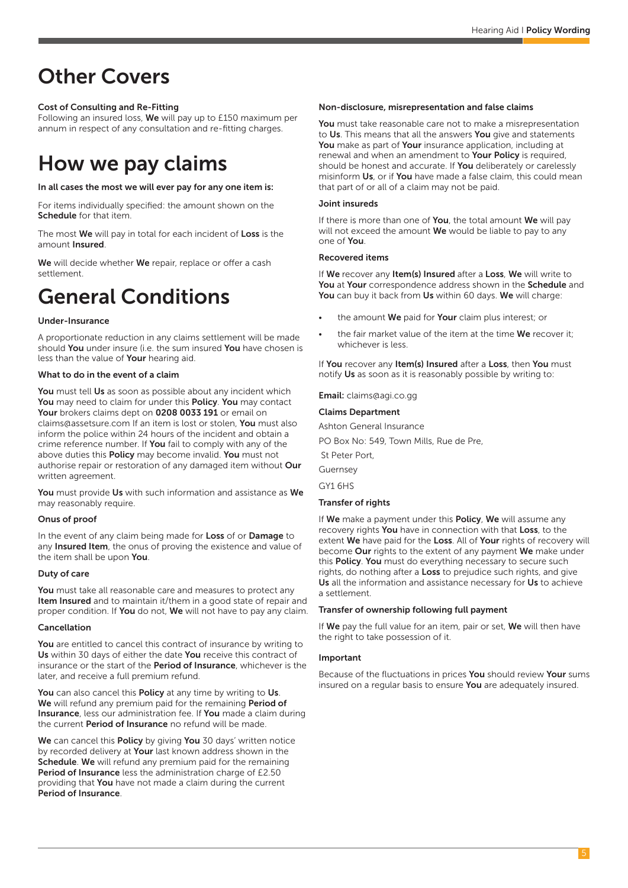# Other Covers

### Cost of Consulting and Re-Fitting

Following an insured loss, **We** will pay up to £150 maximum per annum in respect of any consultation and re-fitting charges.

# How we pay claims

**In all cases the most we will ever pay for any one item is:**

For items individually specified: the amount shown on the **Schedule** for that item.

The most **We** will pay in total for each incident of **Loss** is the amount **Insured**.

**We** will decide whether **We** repair, replace or offer a cash settlement.

# General Conditions

### Under-Insurance

A proportionate reduction in any claims settlement will be made should **You** under insure (i.e. the sum insured **You** have chosen is less than the value of **Your** hearing aid.

### What to do in the event of a claim

**You** must tell **Us** as soon as possible about any incident which **You** may need to claim for under this **Policy**. **You** may contact **Your** brokers claims dept on **0208 0033 191** or email on claims@assetsure.com If an item is lost or stolen, **You** must also inform the police within 24 hours of the incident and obtain a crime reference number. If **You** fail to comply with any of the above duties this **Policy** may become invalid. **You** must not authorise repair or restoration of any damaged item without **Our** written agreement.

**You** must provide **Us** with such information and assistance as **We** may reasonably require.

### Onus of proof

In the event of any claim being made for **Loss** of or **Damage** to any **Insured Item**, the onus of proving the existence and value of the item shall be upon **You**.

### Duty of care

**You** must take all reasonable care and measures to protect any **Item Insured** and to maintain it/them in a good state of repair and proper condition. If **You** do not, **We** will not have to pay any claim.

### Cancellation

**You** are entitled to cancel this contract of insurance by writing to **Us** within 30 days of either the date **You** receive this contract of insurance or the start of the **Period of Insurance**, whichever is the later, and receive a full premium refund.

**You** can also cancel this **Policy** at any time by writing to **Us**. **We** will refund any premium paid for the remaining **Period of Insurance**, less our administration fee. If **You** made a claim during the current **Period of Insurance** no refund will be made.

**We** can cancel this **Policy** by giving **You** 30 days' written notice by recorded delivery at **Your** last known address shown in the **Schedule**. **We** will refund any premium paid for the remaining **Period of Insurance** less the administration charge of £2.50 providing that **You** have not made a claim during the current **Period of Insurance**.

### Non-disclosure, misrepresentation and false claims

**You** must take reasonable care not to make a misrepresentation to **Us**. This means that all the answers **You** give and statements **You** make as part of **Your** insurance application, including at renewal and when an amendment to **Your Policy** is required, should be honest and accurate. If **You** deliberately or carelessly misinform **Us**, or if **You** have made a false claim, this could mean that part of or all of a claim may not be paid.

### Joint insureds

If there is more than one of **You**, the total amount **We** will pay will not exceed the amount **We** would be liable to pay to any one of **You**.

### Recovered items

If **We** recover any **Item(s) Insured** after a **Loss**, **We** will write to **You** at **Your** correspondence address shown in the **Schedule** and **You** can buy it back from **Us** within 60 days. **We** will charge:

- the amount **We** paid for **Your** claim plus interest; or
- the fair market value of the item at the time **We** recover it; whichever is less.

If **You** recover any **Item(s) Insured** after a **Loss**, then **You** must notify **Us** as soon as it is reasonably possible by writing to:

**Email:** claims@agi.co.gg

**Claims Department**

Ashton General Insurance

PO Box No: 549, Town Mills, Rue de Pre,

St Peter Port,

Guernsey

GY1 6HS

### Transfer of rights

If **We** make a payment under this **Policy**, **We** will assume any recovery rights **You** have in connection with that **Loss**, to the extent **We** have paid for the **Loss**. All of **Your** rights of recovery will become **Our** rights to the extent of any payment **We** make under this **Policy**. **You** must do everything necessary to secure such rights, do nothing after a **Loss** to prejudice such rights, and give **Us** all the information and assistance necessary for **Us** to achieve a settlement.

### Transfer of ownership following full payment

If **We** pay the full value for an item, pair or set, **We** will then have the right to take possession of it.

### Important

Because of the fluctuations in prices **You** should review **Your** sums insured on a regular basis to ensure **You** are adequately insured.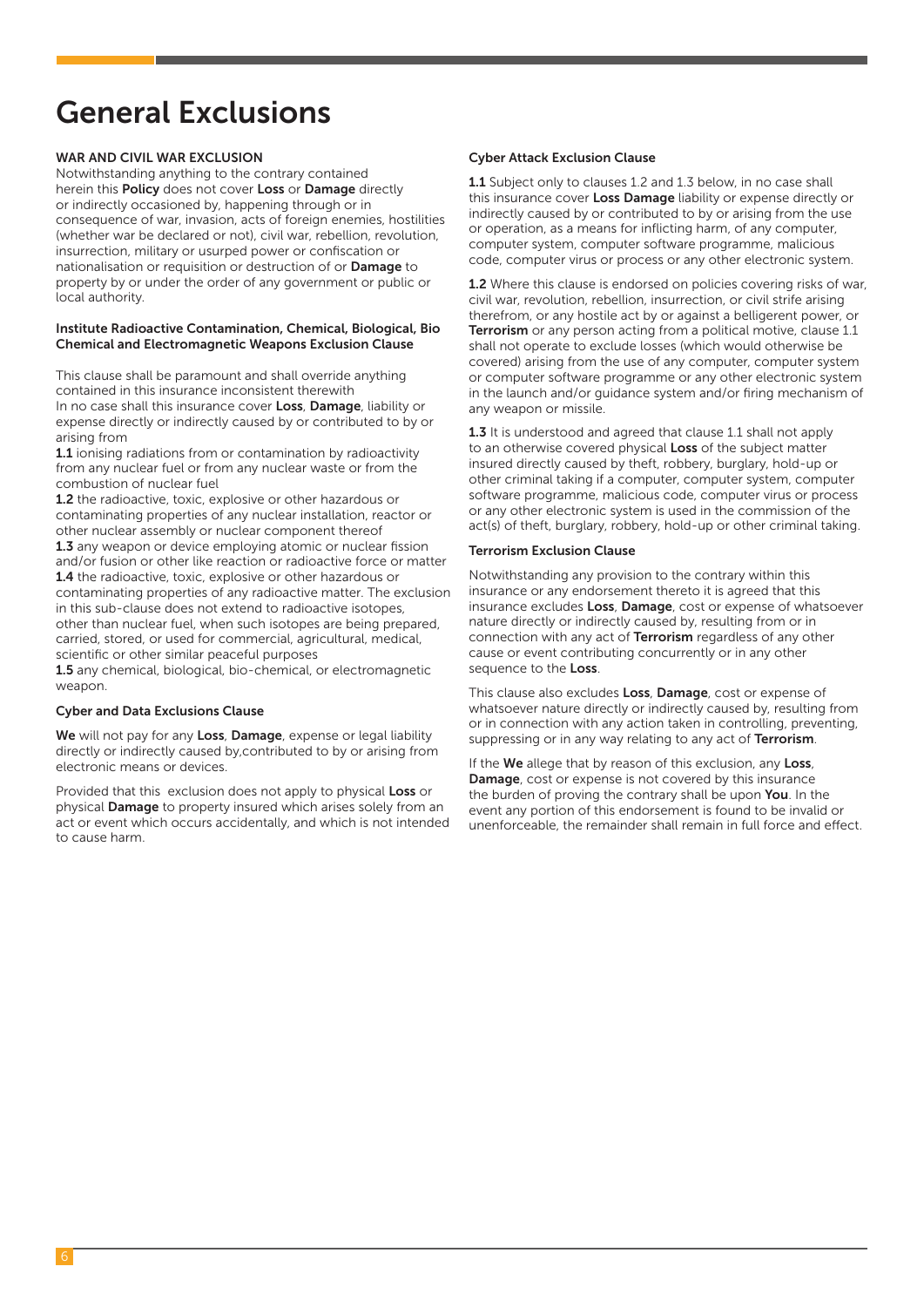# General Exclusions

### WAR AND CIVIL WAR EXCLUSION

Notwithstanding anything to the contrary contained herein this **Policy** does not cover **Loss** or **Damage** directly or indirectly occasioned by, happening through or in consequence of war, invasion, acts of foreign enemies, hostilities (whether war be declared or not), civil war, rebellion, revolution, insurrection, military or usurped power or confiscation or nationalisation or requisition or destruction of or **Damage** to property by or under the order of any government or public or local authority.

### Institute Radioactive Contamination, Chemical, Biological, Bio Chemical and Electromagnetic Weapons Exclusion Clause

This clause shall be paramount and shall override anything contained in this insurance inconsistent therewith
In no case shall this insurance cover **Loss**, **Damage**, liability or expense directly or indirectly caused by or contributed to by or arising from

**1.1** ionising radiations from or contamination by radioactivity from any nuclear fuel or from any nuclear waste or from the combustion of nuclear fuel

**1.2** the radioactive, toxic, explosive or other hazardous or contaminating properties of any nuclear installation, reactor or other nuclear assembly or nuclear component thereof

**1.3** any weapon or device employing atomic or nuclear fission and/or fusion or other like reaction or radioactive force or matter

**1.4** the radioactive, toxic, explosive or other hazardous or contaminating properties of any radioactive matter. The exclusion in this sub-clause does not extend to radioactive isotopes, other than nuclear fuel, when such isotopes are being prepared, carried, stored, or used for commercial, agricultural, medical, scientific or other similar peaceful purposes

**1.5** any chemical, biological, bio-chemical, or electromagnetic weapon.

### Cyber and Data Exclusions Clause

**We** will not pay for any **Loss**, **Damage**, expense or legal liability directly or indirectly caused by,contributed to by or arising from electronic means or devices.

Provided that this exclusion does not apply to physical **Loss** or physical **Damage** to property insured which arises solely from an act or event which occurs accidentally, and which is not intended to cause harm.

### Cyber Attack Exclusion Clause

**1.1** Subject only to clauses 1.2 and 1.3 below, in no case shall this insurance cover **Loss Damage** liability or expense directly or indirectly caused by or contributed to by or arising from the use or operation, as a means for inflicting harm, of any computer, computer system, computer software programme, malicious code, computer virus or process or any other electronic system.

**1.2** Where this clause is endorsed on policies covering risks of war, civil war, revolution, rebellion, insurrection, or civil strife arising therefrom, or any hostile act by or against a belligerent power, or **Terrorism** or any person acting from a political motive, clause 1.1 shall not operate to exclude losses (which would otherwise be covered) arising from the use of any computer, computer system or computer software programme or any other electronic system in the launch and/or guidance system and/or firing mechanism of any weapon or missile.

**1.3** It is understood and agreed that clause 1.1 shall not apply to an otherwise covered physical **Loss** of the subject matter insured directly caused by theft, robbery, burglary, hold-up or other criminal taking if a computer, computer system, computer software programme, malicious code, computer virus or process or any other electronic system is used in the commission of the act(s) of theft, burglary, robbery, hold-up or other criminal taking.

### Terrorism Exclusion Clause

Notwithstanding any provision to the contrary within this insurance or any endorsement thereto it is agreed that this insurance excludes **Loss**, **Damage**, cost or expense of whatsoever nature directly or indirectly caused by, resulting from or in connection with any act of **Terrorism** regardless of any other cause or event contributing concurrently or in any other sequence to the **Loss**.

This clause also excludes **Loss**, **Damage**, cost or expense of whatsoever nature directly or indirectly caused by, resulting from or in connection with any action taken in controlling, preventing, suppressing or in any way relating to any act of **Terrorism**.

If the **We** allege that by reason of this exclusion, any **Loss**, **Damage**, cost or expense is not covered by this insurance the burden of proving the contrary shall be upon **You**. In the event any portion of this endorsement is found to be invalid or unenforceable, the remainder shall remain in full force and effect.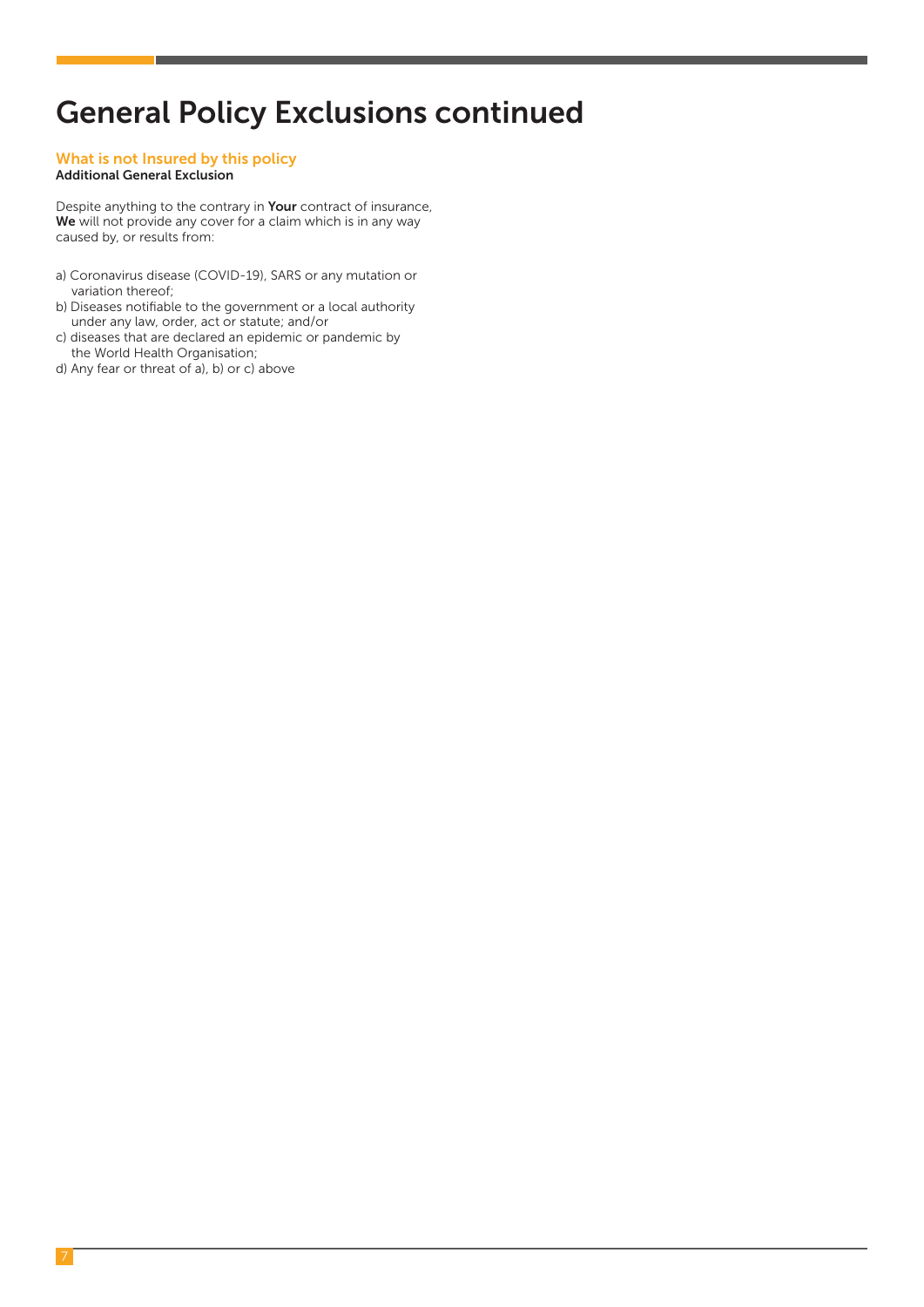# General Policy Exclusions continued

## What is not Insured by this policy

**Additional General Exclusion**

Despite anything to the contrary in **Your** contract of insurance, **We** will not provide any cover for a claim which is in any way caused by, or results from:

a) Coronavirus disease (COVID-19), SARS or any mutation or variation thereof;
b) Diseases notifiable to the government or a local authority under any law, order, act or statute; and/or
c) diseases that are declared an epidemic or pandemic by the World Health Organisation;
d) Any fear or threat of a), b) or c) above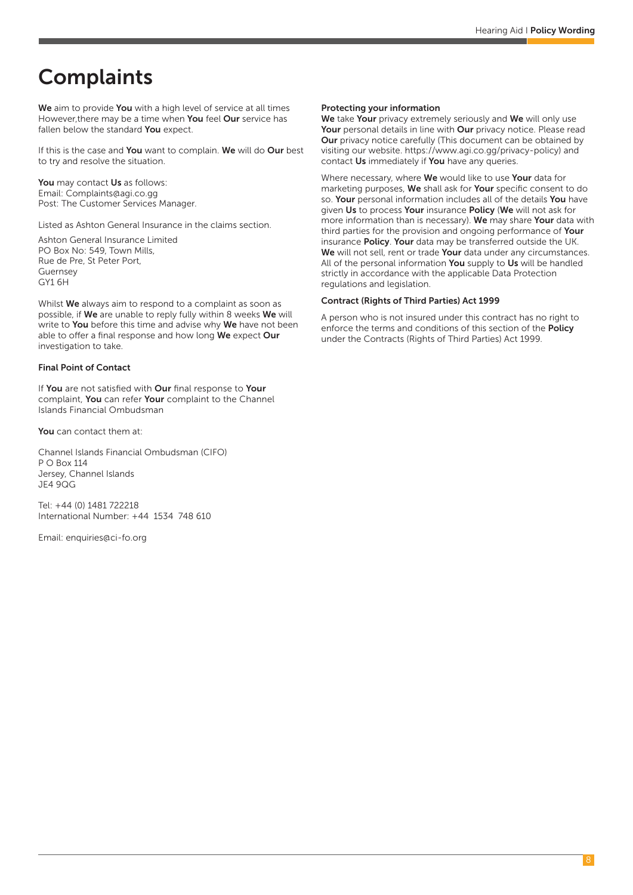# Complaints

**We** aim to provide **You** with a high level of service at all times However,there may be a time when **You** feel **Our** service has fallen below the standard **You** expect.

If this is the case and **You** want to complain. **We** will do **Our** best to try and resolve the situation.

**You** may contact **Us** as follows:
Email: Complaints@agi.co.gg
Post: The Customer Services Manager.

Listed as Ashton General Insurance in the claims section.

Ashton General Insurance Limited
PO Box No: 549, Town Mills,
Rue de Pre, St Peter Port,
Guernsey
GY1 6H

Whilst **We** always aim to respond to a complaint as soon as possible, if **We** are unable to reply fully within 8 weeks **We** will write to **You** before this time and advise why **We** have not been able to offer a final response and how long **We** expect **Our** investigation to take.

### Final Point of Contact

If **You** are not satisfied with **Our** final response to **Your** complaint, **You** can refer **Your** complaint to the Channel Islands Financial Ombudsman

**You** can contact them at:

Channel Islands Financial Ombudsman (CIFO)
P O Box 114
Jersey, Channel Islands
JE4 9QG

Tel: +44 (0) 1481 722218
International Number: +44 1534 748 610

Email: enquiries@ci-fo.org

### Protecting your information

**We** take **Your** privacy extremely seriously and **We** will only use **Your** personal details in line with **Our** privacy notice. Please read **Our** privacy notice carefully (This document can be obtained by visiting our website. https://www.agi.co.gg/privacy-policy) and contact **Us** immediately if **You** have any queries.

Where necessary, where **We** would like to use **Your** data for marketing purposes, **We** shall ask for **Your** specific consent to do so. **Your** personal information includes all of the details **You** have given **Us** to process **Your** insurance **Policy** (**We** will not ask for more information than is necessary). **We** may share **Your** data with third parties for the provision and ongoing performance of **Your** insurance **Policy**. **Your** data may be transferred outside the UK. **We** will not sell, rent or trade **Your** data under any circumstances. All of the personal information **You** supply to **Us** will be handled strictly in accordance with the applicable Data Protection regulations and legislation.

### Contract (Rights of Third Parties) Act 1999

A person who is not insured under this contract has no right to enforce the terms and conditions of this section of the **Policy** under the Contracts (Rights of Third Parties) Act 1999.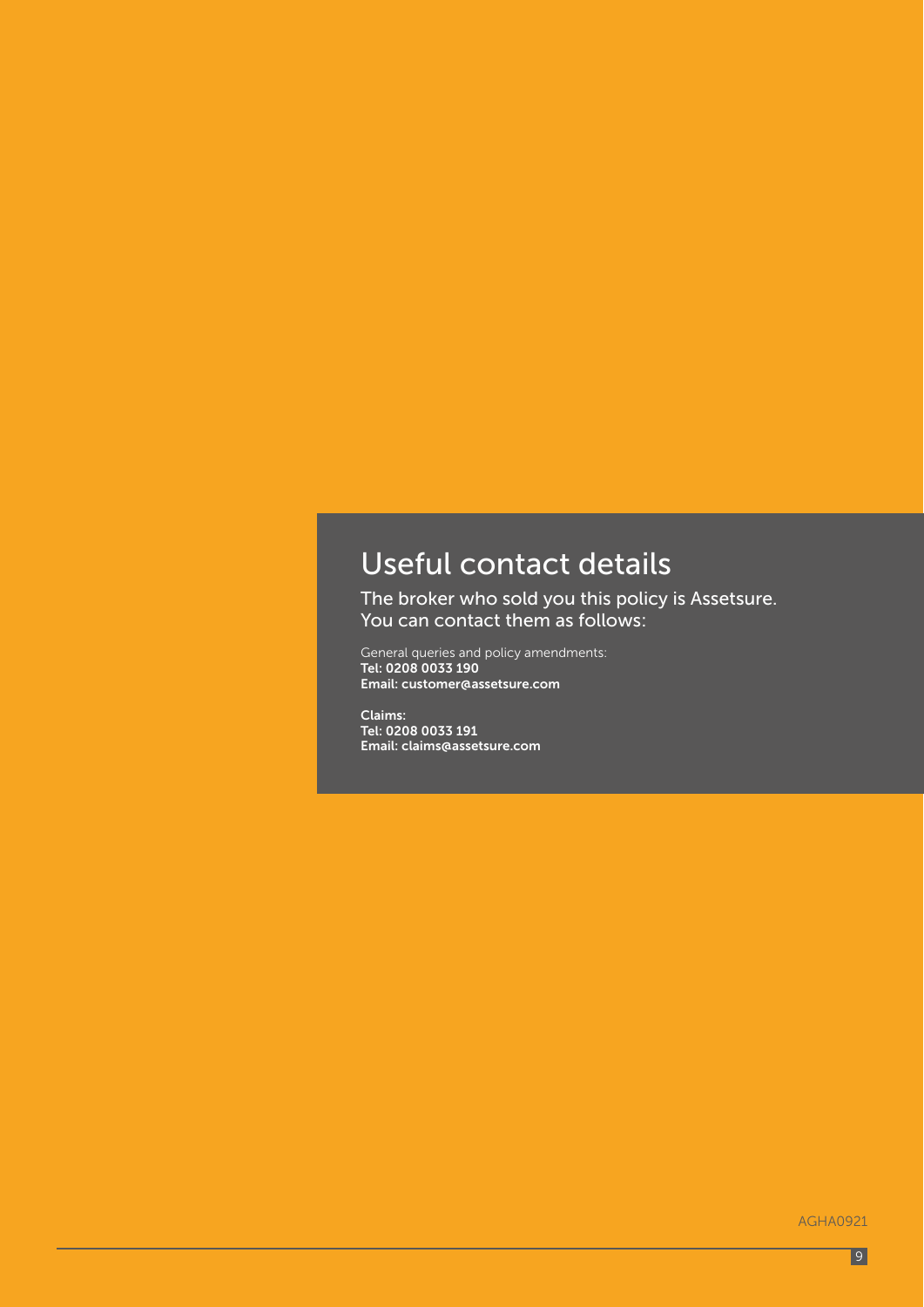# Useful contact details

The broker who sold you this policy is Assetsure. You can contact them as follows:

General queries and policy amendments:
**Tel: 0208 0033 190**
**Email: customer@assetsure.com**

**Claims:**
**Tel: 0208 0033 191**
**Email: claims@assetsure.com**

AGHA0921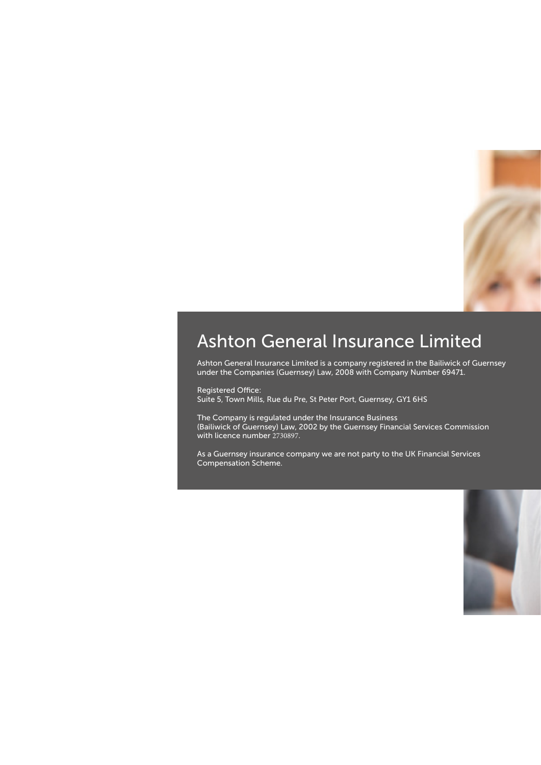# Ashton General Insurance Limited

Ashton General Insurance Limited is a company registered in the Bailiwick of Guernsey under the Companies (Guernsey) Law, 2008 with Company Number 69471.

Registered Office:
Suite 5, Town Mills, Rue du Pre, St Peter Port, Guernsey, GY1 6HS

The Company is regulated under the Insurance Business (Bailiwick of Guernsey) Law, 2002 by the Guernsey Financial Services Commission with licence number 2730897.

As a Guernsey insurance company we are not party to the UK Financial Services Compensation Scheme.